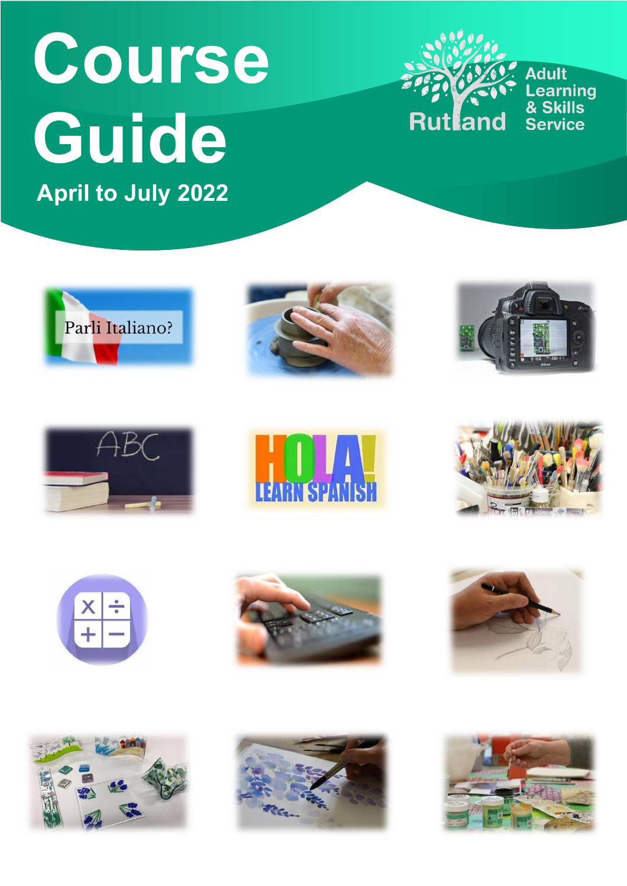# Course Guide

April to July 2022

Rutland Adult Learning & Skills Service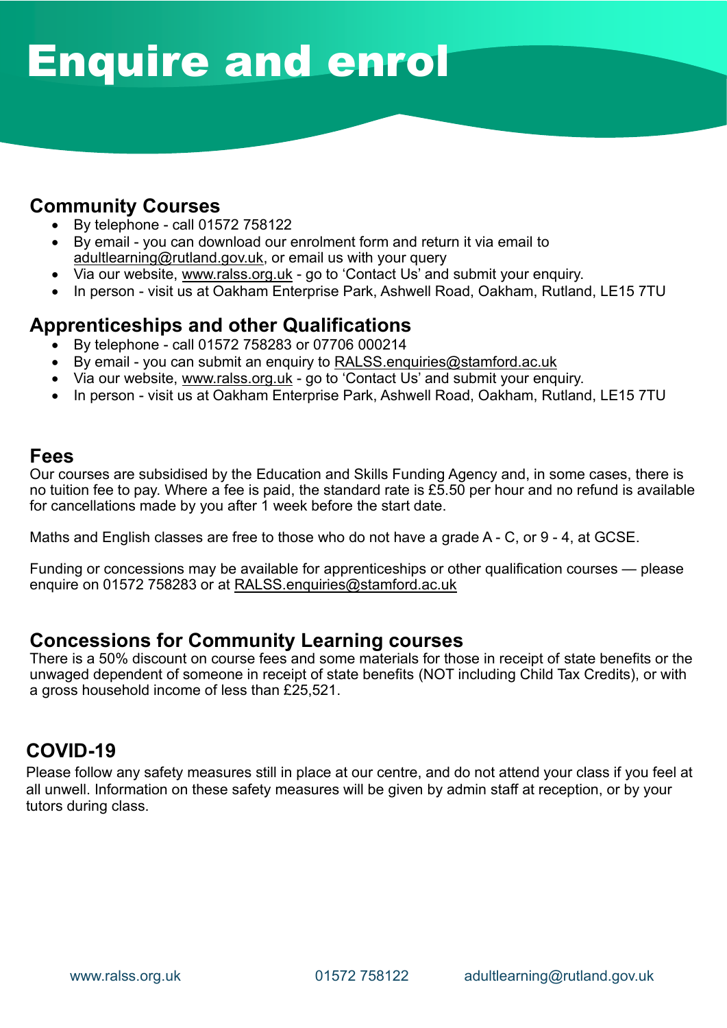# Enquire and enrol

## Community Courses

- By telephone - call 01572 758122
- By email - you can download our enrolment form and return it via email to adultlearning@rutland.gov.uk, or email us with your query
- Via our website, www.ralss.org.uk - go to 'Contact Us' and submit your enquiry.
- In person - visit us at Oakham Enterprise Park, Ashwell Road, Oakham, Rutland, LE15 7TU

## Apprenticeships and other Qualifications

- By telephone - call 01572 758283 or 07706 000214
- By email - you can submit an enquiry to RALSS.enquiries@stamford.ac.uk
- Via our website, www.ralss.org.uk - go to 'Contact Us' and submit your enquiry.
- In person - visit us at Oakham Enterprise Park, Ashwell Road, Oakham, Rutland, LE15 7TU

## Fees

Our courses are subsidised by the Education and Skills Funding Agency and, in some cases, there is no tuition fee to pay. Where a fee is paid, the standard rate is £5.50 per hour and no refund is available for cancellations made by you after 1 week before the start date.

Maths and English classes are free to those who do not have a grade A - C, or 9 - 4, at GCSE.

Funding or concessions may be available for apprenticeships or other qualification courses — please enquire on 01572 758283 or at RALSS.enquiries@stamford.ac.uk

## Concessions for Community Learning courses

There is a 50% discount on course fees and some materials for those in receipt of state benefits or the unwaged dependent of someone in receipt of state benefits (NOT including Child Tax Credits), or with a gross household income of less than £25,521.

## COVID-19

Please follow any safety measures still in place at our centre, and do not attend your class if you feel at all unwell. Information on these safety measures will be given by admin staff at reception, or by your tutors during class.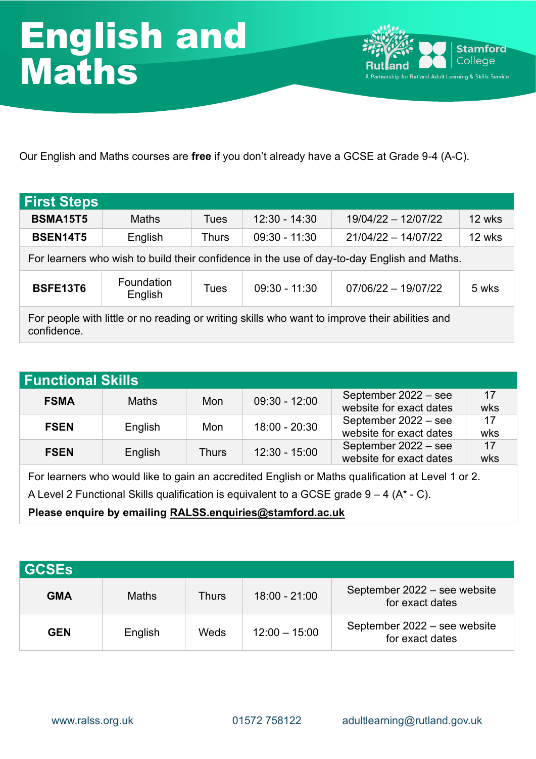# English and Maths

Our English and Maths courses are **free** if you don't already have a GCSE at Grade 9-4 (A-C).

| First Steps | | | | | |
|---|---|---|---|---|---|
| **BSMA15T5** | Maths | Tues | 12:30 - 14:30 | 19/04/22 – 12/07/22 | 12 wks |
| **BSEN14T5** | English | Thurs | 09:30 - 11:30 | 21/04/22 – 14/07/22 | 12 wks |
| For learners who wish to build their confidence in the use of day-to-day English and Maths. | | | | | |
| **BSFE13T6** | Foundation English | Tues | 09:30 - 11:30 | 07/06/22 – 19/07/22 | 5 wks |
| For people with little or no reading or writing skills who want to improve their abilities and confidence. | | | | | |

| Functional Skills | | | | | |
|---|---|---|---|---|---|
| **FSMA** | Maths | Mon | 09:30 - 12:00 | September 2022 – see website for exact dates | 17 wks |
| **FSEN** | English | Mon | 18:00 - 20:30 | September 2022 – see website for exact dates | 17 wks |
| **FSEN** | English | Thurs | 12:30 - 15:00 | September 2022 – see website for exact dates | 17 wks |

For learners who would like to gain an accredited English or Maths qualification at Level 1 or 2.

A Level 2 Functional Skills qualification is equivalent to a GCSE grade 9 – 4 (A* - C).

**Please enquire by emailing RALSS.enquiries@stamford.ac.uk**

| GCSEs | | | | |
|---|---|---|---|---|
| **GMA** | Maths | Thurs | 18:00 - 21:00 | September 2022 – see website for exact dates |
| **GEN** | English | Weds | 12:00 – 15:00 | September 2022 – see website for exact dates |

www.ralss.org.uk 01572 758122 adultlearning@rutland.gov.uk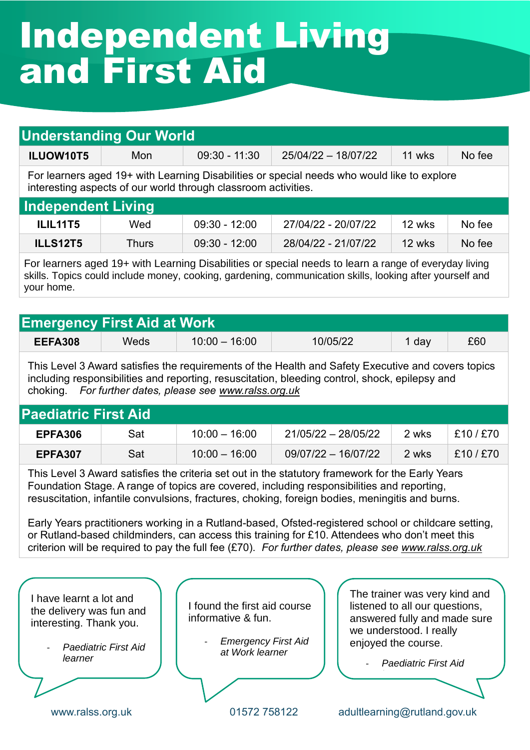# Independent Living and First Aid

## Understanding Our World

| ILUOW10T5 | Mon | 09:30 - 11:30 | 25/04/22 – 18/07/22 | 11 wks | No fee |
|---|---|---|---|---|---|

For learners aged 19+ with Learning Disabilities or special needs who would like to explore interesting aspects of our world through classroom activities.

## Independent Living

| ILIL11T5 | Wed | 09:30 - 12:00 | 27/04/22 - 20/07/22 | 12 wks | No fee |
|---|---|---|---|---|---|
| ILLS12T5 | Thurs | 09:30 - 12:00 | 28/04/22 - 21/07/22 | 12 wks | No fee |

For learners aged 19+ with Learning Disabilities or special needs to learn a range of everyday living skills. Topics could include money, cooking, gardening, communication skills, looking after yourself and your home.

## Emergency First Aid at Work

| EEFA308 | Weds | 10:00 – 16:00 | 10/05/22 | 1 day | £60 |
|---|---|---|---|---|---|

This Level 3 Award satisfies the requirements of the Health and Safety Executive and covers topics including responsibilities and reporting, resuscitation, bleeding control, shock, epilepsy and choking. *For further dates, please see www.ralss.org.uk*

## Paediatric First Aid

| EPFA306 | Sat | 10:00 – 16:00 | 21/05/22 – 28/05/22 | 2 wks | £10 / £70 |
|---|---|---|---|---|---|
| EPFA307 | Sat | 10:00 – 16:00 | 09/07/22 – 16/07/22 | 2 wks | £10 / £70 |

This Level 3 Award satisfies the criteria set out in the statutory framework for the Early Years Foundation Stage. A range of topics are covered, including responsibilities and reporting, resuscitation, infantile convulsions, fractures, choking, foreign bodies, meningitis and burns.

Early Years practitioners working in a Rutland-based, Ofsted-registered school or childcare setting, or Rutland-based childminders, can access this training for £10. Attendees who don't meet this criterion will be required to pay the full fee (£70). *For further dates, please see www.ralss.org.uk*

> I have learnt a lot and the delivery was fun and interesting. Thank you.
>
> - *Paediatric First Aid learner*

> I found the first aid course informative & fun.
>
> - *Emergency First Aid at Work learner*

> The trainer was very kind and listened to all our questions, answered fully and made sure we understood. I really enjoyed the course.
>
> - *Paediatric First Aid*

www.ralss.org.uk | 01572 758122 | adultlearning@rutland.gov.uk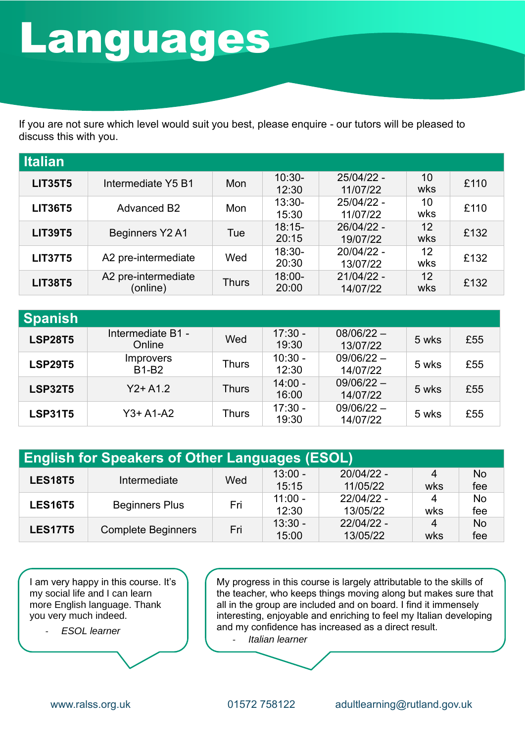# Languages

If you are not sure which level would suit you best, please enquire - our tutors will be pleased to discuss this with you.

## Italian

| | | | | | | |
|---|---|---|---|---|---|---|
| **LIT35T5** | Intermediate Y5 B1 | Mon | 10:30-12:30 | 25/04/22 - 11/07/22 | 10 wks | £110 |
| **LIT36T5** | Advanced B2 | Mon | 13:30-15:30 | 25/04/22 - 11/07/22 | 10 wks | £110 |
| **LIT39T5** | Beginners Y2 A1 | Tue | 18:15-20:15 | 26/04/22 - 19/07/22 | 12 wks | £132 |
| **LIT37T5** | A2 pre-intermediate | Wed | 18:30-20:30 | 20/04/22 - 13/07/22 | 12 wks | £132 |
| **LIT38T5** | A2 pre-intermediate (online) | Thurs | 18:00-20:00 | 21/04/22 - 14/07/22 | 12 wks | £132 |

## Spanish

| | | | | | | |
|---|---|---|---|---|---|---|
| **LSP28T5** | Intermediate B1 - Online | Wed | 17:30 - 19:30 | 08/06/22 – 13/07/22 | 5 wks | £55 |
| **LSP29T5** | Improvers B1-B2 | Thurs | 10:30 - 12:30 | 09/06/22 – 14/07/22 | 5 wks | £55 |
| **LSP32T5** | Y2+ A1.2 | Thurs | 14:00 - 16:00 | 09/06/22 – 14/07/22 | 5 wks | £55 |
| **LSP31T5** | Y3+ A1-A2 | Thurs | 17:30 - 19:30 | 09/06/22 – 14/07/22 | 5 wks | £55 |

## English for Speakers of Other Languages (ESOL)

| | | | | | | |
|---|---|---|---|---|---|---|
| **LES18T5** | Intermediate | Wed | 13:00 - 15:15 | 20/04/22 - 11/05/22 | 4 wks | No fee |
| **LES16T5** | Beginners Plus | Fri | 11:00 - 12:30 | 22/04/22 - 13/05/22 | 4 wks | No fee |
| **LES17T5** | Complete Beginners | Fri | 13:30 - 15:00 | 22/04/22 - 13/05/22 | 4 wks | No fee |

I am very happy in this course. It's my social life and I can learn more English language. Thank you very much indeed.

- *ESOL learner*

My progress in this course is largely attributable to the skills of the teacher, who keeps things moving along but makes sure that all in the group are included and on board. I find it immensely interesting, enjoyable and enriching to feel my Italian developing and my confidence has increased as a direct result.

- *Italian learner*

www.ralss.org.uk 01572 758122 adultlearning@rutland.gov.uk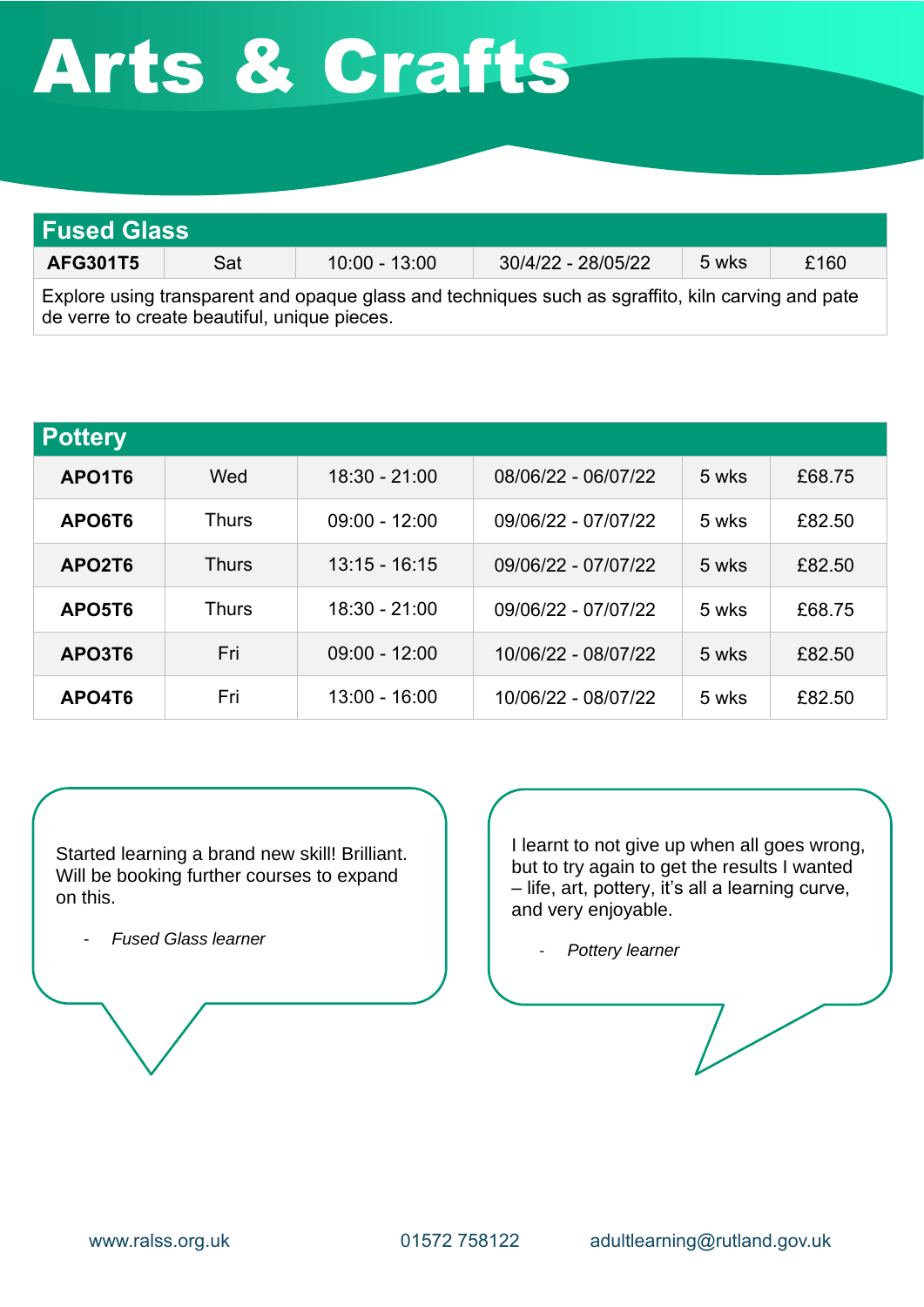# Arts & Crafts

## Fused Glass

| AFG301T5 | Sat | 10:00 - 13:00 | 30/4/22 - 28/05/22 | 5 wks | £160 |
|---|---|---|---|---|---|

Explore using transparent and opaque glass and techniques such as sgraffito, kiln carving and pate de verre to create beautiful, unique pieces.

## Pottery

| | | | | | |
|---|---|---|---|---|---|
| **APO1T6** | Wed | 18:30 - 21:00 | 08/06/22 - 06/07/22 | 5 wks | £68.75 |
| **APO6T6** | Thurs | 09:00 - 12:00 | 09/06/22 - 07/07/22 | 5 wks | £82.50 |
| **APO2T6** | Thurs | 13:15 - 16:15 | 09/06/22 - 07/07/22 | 5 wks | £82.50 |
| **APO5T6** | Thurs | 18:30 - 21:00 | 09/06/22 - 07/07/22 | 5 wks | £68.75 |
| **APO3T6** | Fri | 09:00 - 12:00 | 10/06/22 - 08/07/22 | 5 wks | £82.50 |
| **APO4T6** | Fri | 13:00 - 16:00 | 10/06/22 - 08/07/22 | 5 wks | £82.50 |

Started learning a brand new skill! Brilliant. Will be booking further courses to expand on this.

- *Fused Glass learner*

I learnt to not give up when all goes wrong, but to try again to get the results I wanted – life, art, pottery, it's all a learning curve, and very enjoyable.

- *Pottery learner*

www.ralss.org.uk 01572 758122 adultlearning@rutland.gov.uk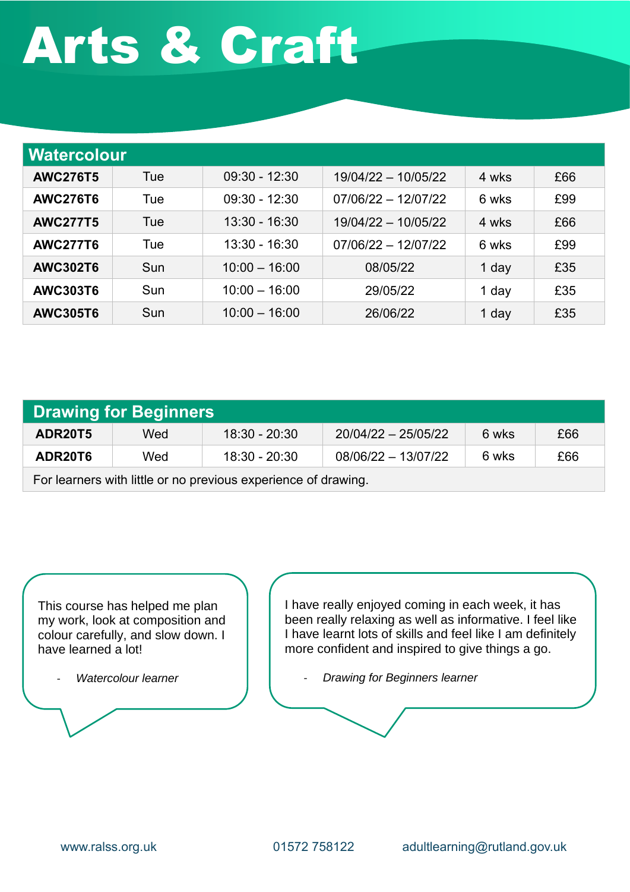# Arts & Craft

## Watercolour

| Code | Day | Time | Dates | Duration | Fee |
|---|---|---|---|---|---|
| **AWC276T5** | Tue | 09:30 - 12:30 | 19/04/22 – 10/05/22 | 4 wks | £66 |
| **AWC276T6** | Tue | 09:30 - 12:30 | 07/06/22 – 12/07/22 | 6 wks | £99 |
| **AWC277T5** | Tue | 13:30 - 16:30 | 19/04/22 – 10/05/22 | 4 wks | £66 |
| **AWC277T6** | Tue | 13:30 - 16:30 | 07/06/22 – 12/07/22 | 6 wks | £99 |
| **AWC302T6** | Sun | 10:00 – 16:00 | 08/05/22 | 1 day | £35 |
| **AWC303T6** | Sun | 10:00 – 16:00 | 29/05/22 | 1 day | £35 |
| **AWC305T6** | Sun | 10:00 – 16:00 | 26/06/22 | 1 day | £35 |

## Drawing for Beginners

| Code | Day | Time | Dates | Duration | Fee |
|---|---|---|---|---|---|
| **ADR20T5** | Wed | 18:30 - 20:30 | 20/04/22 – 25/05/22 | 6 wks | £66 |
| **ADR20T6** | Wed | 18:30 - 20:30 | 08/06/22 – 13/07/22 | 6 wks | £66 |

For learners with little or no previous experience of drawing.

This course has helped me plan my work, look at composition and colour carefully, and slow down. I have learned a lot!

- *Watercolour learner*

I have really enjoyed coming in each week, it has been really relaxing as well as informative. I feel like I have learnt lots of skills and feel like I am definitely more confident and inspired to give things a go.

- *Drawing for Beginners learner*

www.ralss.org.uk 01572 758122 adultlearning@rutland.gov.uk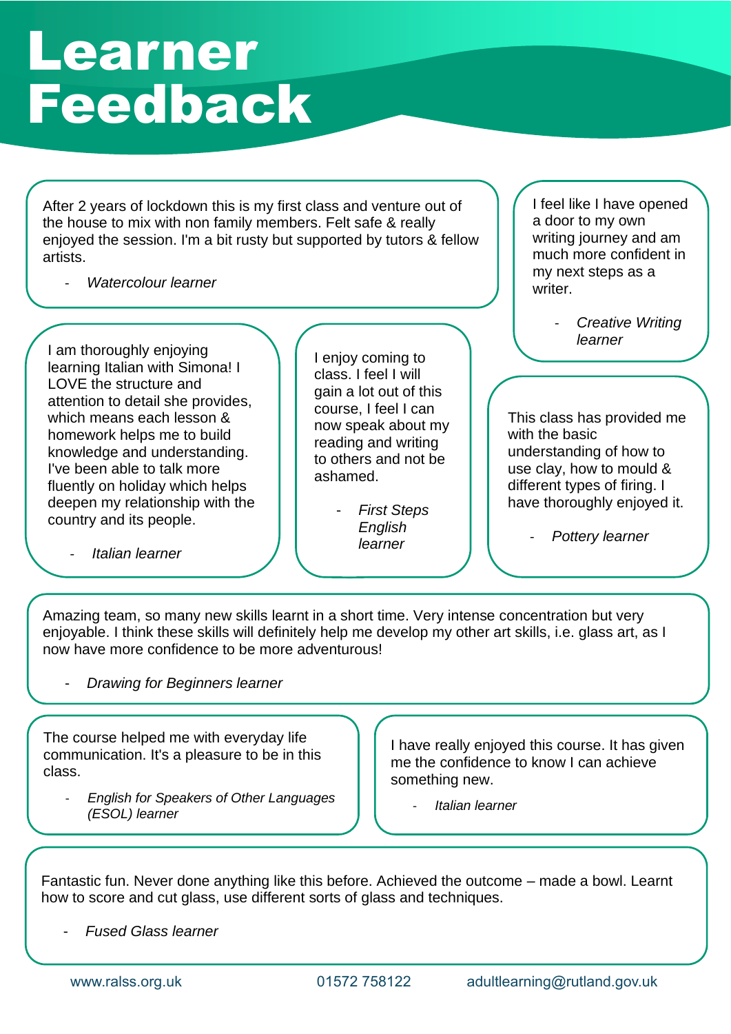# Learner Feedback

After 2 years of lockdown this is my first class and venture out of the house to mix with non family members. Felt safe & really enjoyed the session. I'm a bit rusty but supported by tutors & fellow artists.

- *Watercolour learner*

I feel like I have opened a door to my own writing journey and am much more confident in my next steps as a writer.

- *Creative Writing learner*

I am thoroughly enjoying learning Italian with Simona! I LOVE the structure and attention to detail she provides, which means each lesson & homework helps me to build knowledge and understanding. I've been able to talk more fluently on holiday which helps deepen my relationship with the country and its people.

- *Italian learner*

I enjoy coming to class. I feel I will gain a lot out of this course, I feel I can now speak about my reading and writing to others and not be ashamed.

- *First Steps English learner*

This class has provided me with the basic understanding of how to use clay, how to mould & different types of firing. I have thoroughly enjoyed it.

- *Pottery learner*

Amazing team, so many new skills learnt in a short time. Very intense concentration but very enjoyable. I think these skills will definitely help me develop my other art skills, i.e. glass art, as I now have more confidence to be more adventurous!

- *Drawing for Beginners learner*

The course helped me with everyday life communication. It's a pleasure to be in this class.

- *English for Speakers of Other Languages (ESOL) learner*

I have really enjoyed this course. It has given me the confidence to know I can achieve something new.

- *Italian learner*

Fantastic fun. Never done anything like this before. Achieved the outcome – made a bowl. Learnt how to score and cut glass, use different sorts of glass and techniques.

- *Fused Glass learner*

www.ralss.org.uk 01572 758122 adultlearning@rutland.gov.uk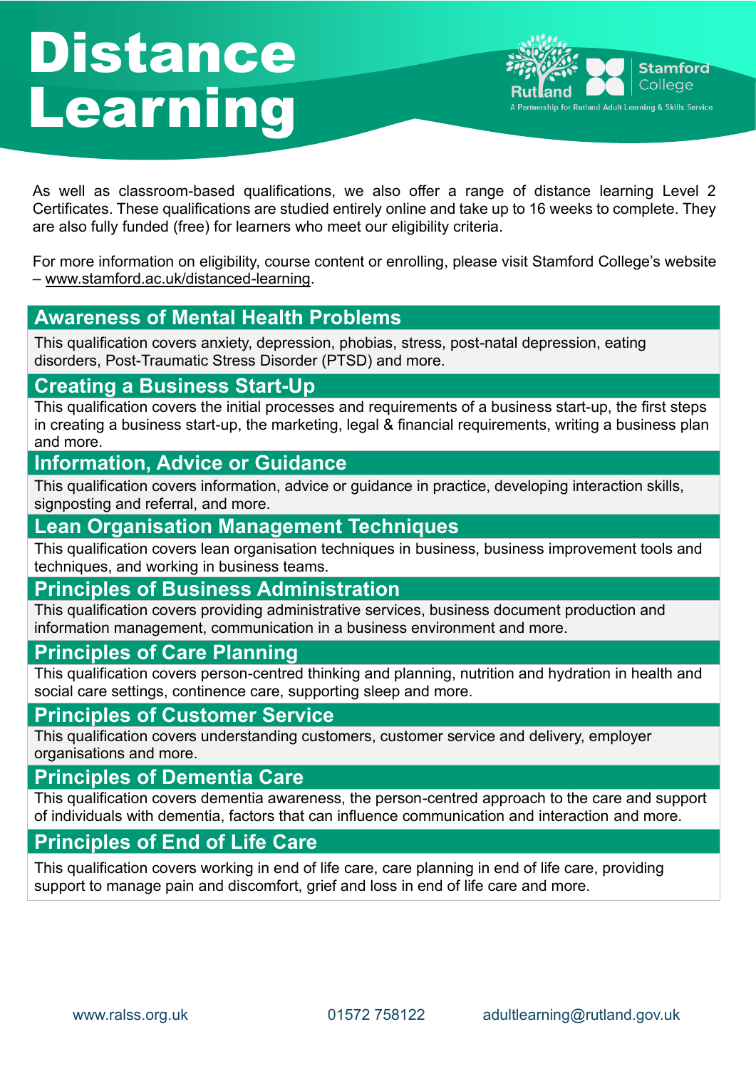# Distance Learning

Rutland | Stamford College
A Partnership for Rutland Adult Learning & Skills Service

As well as classroom-based qualifications, we also offer a range of distance learning Level 2 Certificates. These qualifications are studied entirely online and take up to 16 weeks to complete. They are also fully funded (free) for learners who meet our eligibility criteria.

For more information on eligibility, course content or enrolling, please visit Stamford College's website – www.stamford.ac.uk/distanced-learning.

## Awareness of Mental Health Problems

This qualification covers anxiety, depression, phobias, stress, post-natal depression, eating disorders, Post-Traumatic Stress Disorder (PTSD) and more.

## Creating a Business Start-Up

This qualification covers the initial processes and requirements of a business start-up, the first steps in creating a business start-up, the marketing, legal & financial requirements, writing a business plan and more.

## Information, Advice or Guidance

This qualification covers information, advice or guidance in practice, developing interaction skills, signposting and referral, and more.

## Lean Organisation Management Techniques

This qualification covers lean organisation techniques in business, business improvement tools and techniques, and working in business teams.

## Principles of Business Administration

This qualification covers providing administrative services, business document production and information management, communication in a business environment and more.

## Principles of Care Planning

This qualification covers person-centred thinking and planning, nutrition and hydration in health and social care settings, continence care, supporting sleep and more.

## Principles of Customer Service

This qualification covers understanding customers, customer service and delivery, employer organisations and more.

## Principles of Dementia Care

This qualification covers dementia awareness, the person-centred approach to the care and support of individuals with dementia, factors that can influence communication and interaction and more.

## Principles of End of Life Care

This qualification covers working in end of life care, care planning in end of life care, providing support to manage pain and discomfort, grief and loss in end of life care and more.

www.ralss.org.uk | 01572 758122 | adultlearning@rutland.gov.uk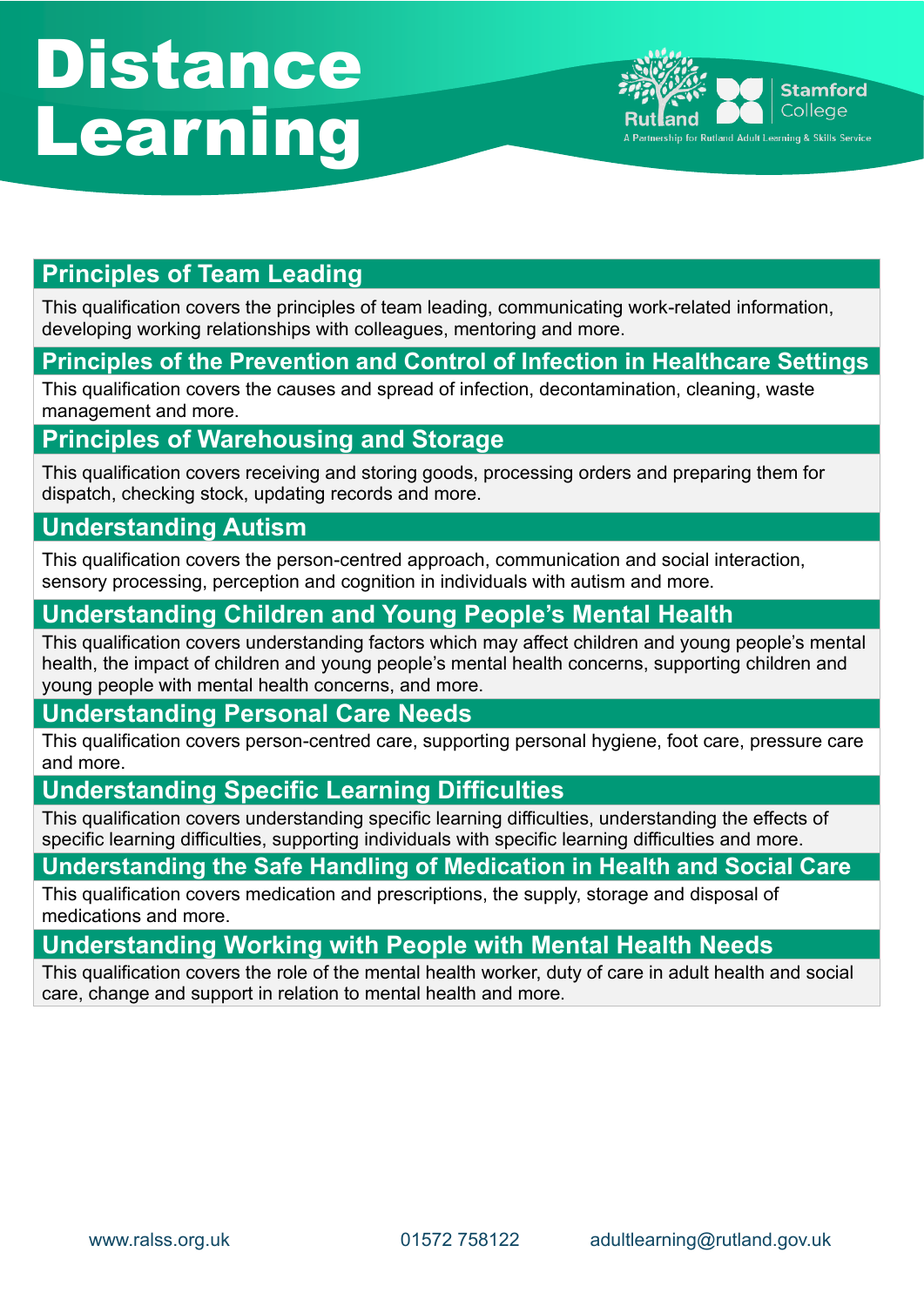# Distance Learning

Rutland | Stamford College

A Partnership for Rutland Adult Learning & Skills Service

## Principles of Team Leading

This qualification covers the principles of team leading, communicating work-related information, developing working relationships with colleagues, mentoring and more.

## Principles of the Prevention and Control of Infection in Healthcare Settings

This qualification covers the causes and spread of infection, decontamination, cleaning, waste management and more.

## Principles of Warehousing and Storage

This qualification covers receiving and storing goods, processing orders and preparing them for dispatch, checking stock, updating records and more.

## Understanding Autism

This qualification covers the person-centred approach, communication and social interaction, sensory processing, perception and cognition in individuals with autism and more.

## Understanding Children and Young People's Mental Health

This qualification covers understanding factors which may affect children and young people's mental health, the impact of children and young people's mental health concerns, supporting children and young people with mental health concerns, and more.

## Understanding Personal Care Needs

This qualification covers person-centred care, supporting personal hygiene, foot care, pressure care and more.

## Understanding Specific Learning Difficulties

This qualification covers understanding specific learning difficulties, understanding the effects of specific learning difficulties, supporting individuals with specific learning difficulties and more.

## Understanding the Safe Handling of Medication in Health and Social Care

This qualification covers medication and prescriptions, the supply, storage and disposal of medications and more.

## Understanding Working with People with Mental Health Needs

This qualification covers the role of the mental health worker, duty of care in adult health and social care, change and support in relation to mental health and more.

www.ralss.org.uk    01572 758122    adultlearning@rutland.gov.uk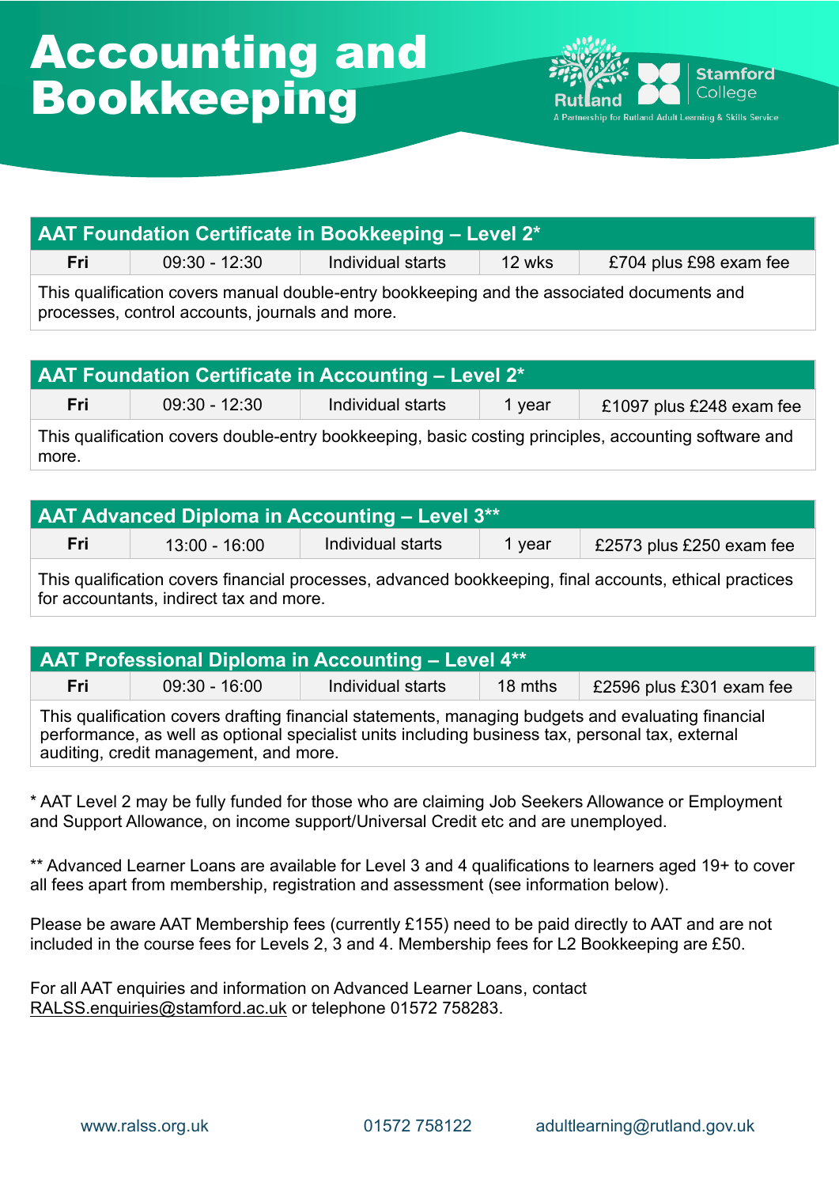# Accounting and Bookkeeping

Rutland | Stamford College
A Partnership for Rutland Adult Learning & Skills Service

| AAT Foundation Certificate in Bookkeeping – Level 2* | | | | |
|---|---|---|---|---|
| Fri | 09:30 - 12:30 | Individual starts | 12 wks | £704 plus £98 exam fee |
| This qualification covers manual double-entry bookkeeping and the associated documents and processes, control accounts, journals and more. | | | | |

| AAT Foundation Certificate in Accounting – Level 2* | | | | |
|---|---|---|---|---|
| Fri | 09:30 - 12:30 | Individual starts | 1 year | £1097 plus £248 exam fee |
| This qualification covers double-entry bookkeeping, basic costing principles, accounting software and more. | | | | |

| AAT Advanced Diploma in Accounting – Level 3** | | | | |
|---|---|---|---|---|
| Fri | 13:00 - 16:00 | Individual starts | 1 year | £2573 plus £250 exam fee |
| This qualification covers financial processes, advanced bookkeeping, final accounts, ethical practices for accountants, indirect tax and more. | | | | |

| AAT Professional Diploma in Accounting – Level 4** | | | | |
|---|---|---|---|---|
| Fri | 09:30 - 16:00 | Individual starts | 18 mths | £2596 plus £301 exam fee |
| This qualification covers drafting financial statements, managing budgets and evaluating financial performance, as well as optional specialist units including business tax, personal tax, external auditing, credit management, and more. | | | | |

* AAT Level 2 may be fully funded for those who are claiming Job Seekers Allowance or Employment and Support Allowance, on income support/Universal Credit etc and are unemployed.

** Advanced Learner Loans are available for Level 3 and 4 qualifications to learners aged 19+ to cover all fees apart from membership, registration and assessment (see information below).

Please be aware AAT Membership fees (currently £155) need to be paid directly to AAT and are not included in the course fees for Levels 2, 3 and 4. Membership fees for L2 Bookkeeping are £50.

For all AAT enquiries and information on Advanced Learner Loans, contact RALSS.enquiries@stamford.ac.uk or telephone 01572 758283.

www.ralss.org.uk 01572 758122 adultlearning@rutland.gov.uk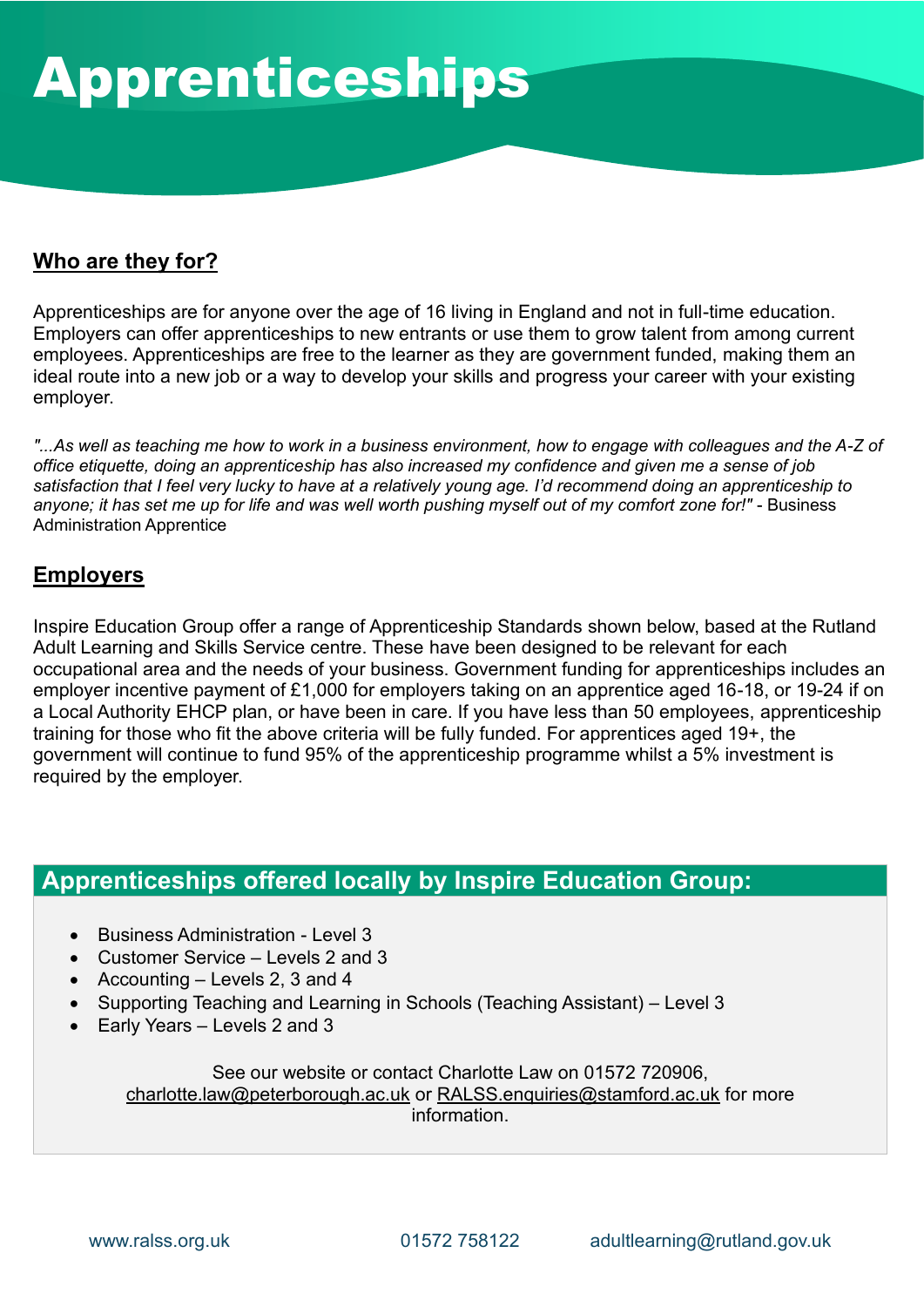# Apprenticeships

## Who are they for?

Apprenticeships are for anyone over the age of 16 living in England and not in full-time education. Employers can offer apprenticeships to new entrants or use them to grow talent from among current employees. Apprenticeships are free to the learner as they are government funded, making them an ideal route into a new job or a way to develop your skills and progress your career with your existing employer.

*"...As well as teaching me how to work in a business environment, how to engage with colleagues and the A-Z of office etiquette, doing an apprenticeship has also increased my confidence and given me a sense of job satisfaction that I feel very lucky to have at a relatively young age. I'd recommend doing an apprenticeship to anyone; it has set me up for life and was well worth pushing myself out of my comfort zone for!"* - Business Administration Apprentice

## Employers

Inspire Education Group offer a range of Apprenticeship Standards shown below, based at the Rutland Adult Learning and Skills Service centre. These have been designed to be relevant for each occupational area and the needs of your business. Government funding for apprenticeships includes an employer incentive payment of £1,000 for employers taking on an apprentice aged 16-18, or 19-24 if on a Local Authority EHCP plan, or have been in care. If you have less than 50 employees, apprenticeship training for those who fit the above criteria will be fully funded. For apprentices aged 19+, the government will continue to fund 95% of the apprenticeship programme whilst a 5% investment is required by the employer.

## Apprenticeships offered locally by Inspire Education Group:

- Business Administration - Level 3
- Customer Service – Levels 2 and 3
- Accounting – Levels 2, 3 and 4
- Supporting Teaching and Learning in Schools (Teaching Assistant) – Level 3
- Early Years – Levels 2 and 3

See our website or contact Charlotte Law on 01572 720906, charlotte.law@peterborough.ac.uk or RALSS.enquiries@stamford.ac.uk for more information.

www.ralss.org.uk 01572 758122 adultlearning@rutland.gov.uk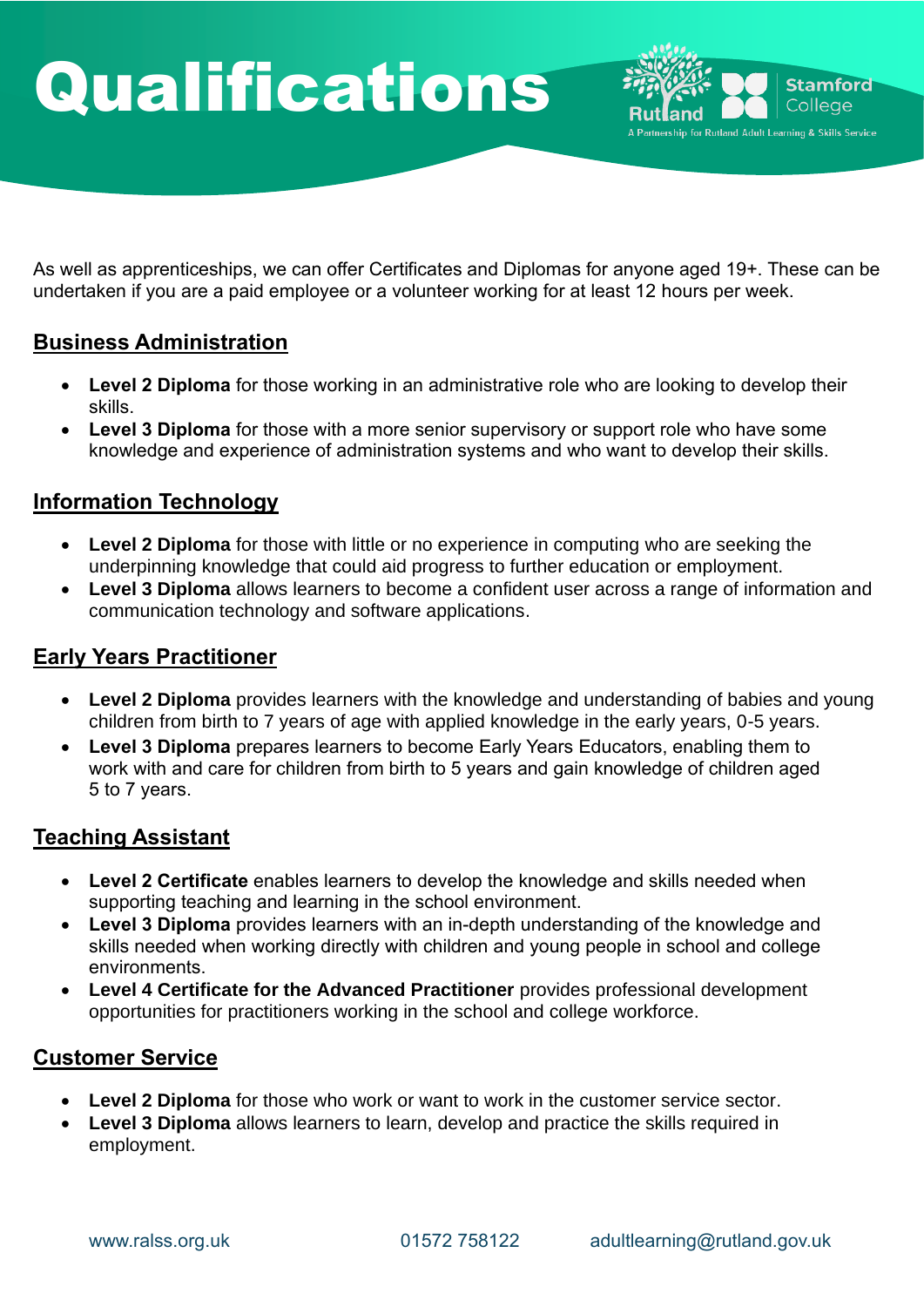# Qualifications

Rutland | Stamford College
A Partnership for Rutland Adult Learning & Skills Service

As well as apprenticeships, we can offer Certificates and Diplomas for anyone aged 19+. These can be undertaken if you are a paid employee or a volunteer working for at least 12 hours per week.

## Business Administration

- **Level 2 Diploma** for those working in an administrative role who are looking to develop their skills.
- **Level 3 Diploma** for those with a more senior supervisory or support role who have some knowledge and experience of administration systems and who want to develop their skills.

## Information Technology

- **Level 2 Diploma** for those with little or no experience in computing who are seeking the underpinning knowledge that could aid progress to further education or employment.
- **Level 3 Diploma** allows learners to become a confident user across a range of information and communication technology and software applications.

## Early Years Practitioner

- **Level 2 Diploma** provides learners with the knowledge and understanding of babies and young children from birth to 7 years of age with applied knowledge in the early years, 0-5 years.
- **Level 3 Diploma** prepares learners to become Early Years Educators, enabling them to work with and care for children from birth to 5 years and gain knowledge of children aged 5 to 7 years.

## Teaching Assistant

- **Level 2 Certificate** enables learners to develop the knowledge and skills needed when supporting teaching and learning in the school environment.
- **Level 3 Diploma** provides learners with an in-depth understanding of the knowledge and skills needed when working directly with children and young people in school and college environments.
- **Level 4 Certificate for the Advanced Practitioner** provides professional development opportunities for practitioners working in the school and college workforce.

## Customer Service

- **Level 2 Diploma** for those who work or want to work in the customer service sector.
- **Level 3 Diploma** allows learners to learn, develop and practice the skills required in employment.

www.ralss.org.uk 01572 758122 adultlearning@rutland.gov.uk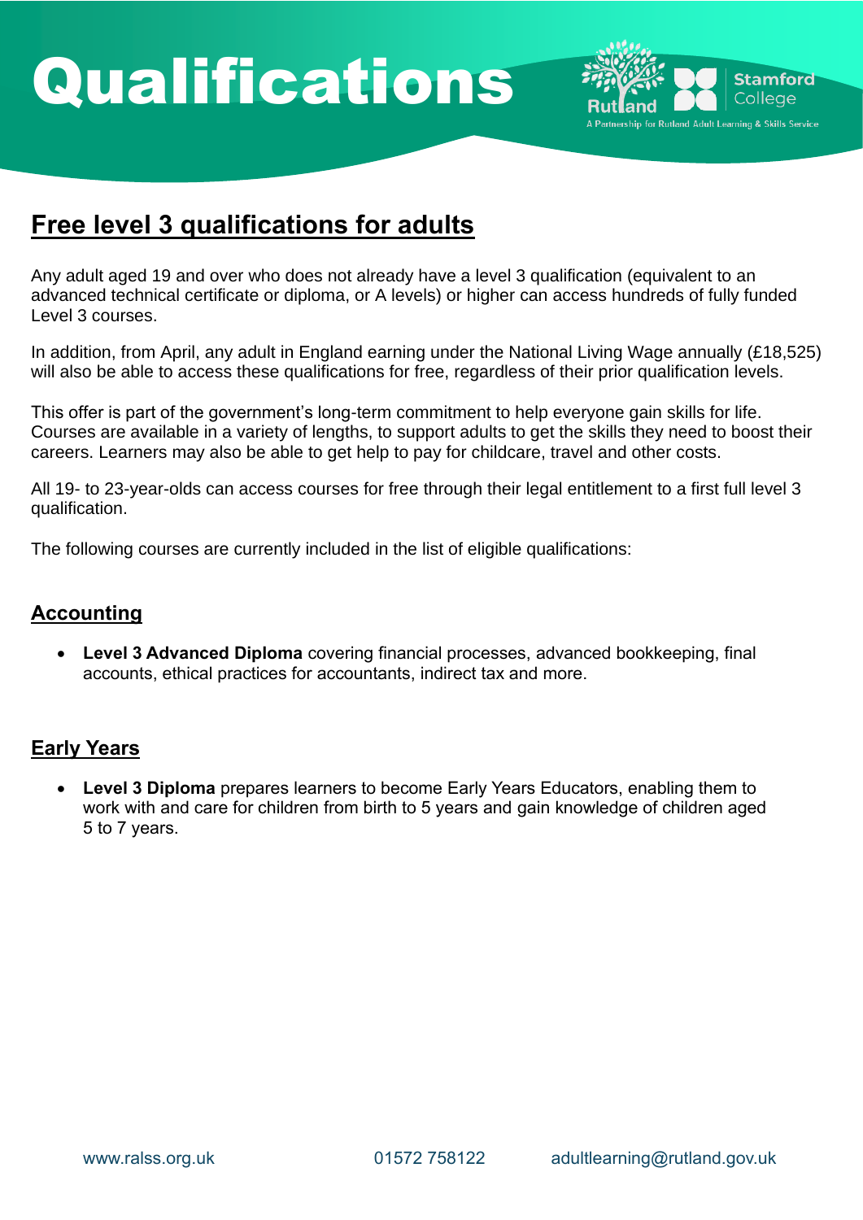# Qualifications

## Free level 3 qualifications for adults

Any adult aged 19 and over who does not already have a level 3 qualification (equivalent to an advanced technical certificate or diploma, or A levels) or higher can access hundreds of fully funded Level 3 courses.

In addition, from April, any adult in England earning under the National Living Wage annually (£18,525) will also be able to access these qualifications for free, regardless of their prior qualification levels.

This offer is part of the government's long-term commitment to help everyone gain skills for life. Courses are available in a variety of lengths, to support adults to get the skills they need to boost their careers. Learners may also be able to get help to pay for childcare, travel and other costs.

All 19- to 23-year-olds can access courses for free through their legal entitlement to a first full level 3 qualification.

The following courses are currently included in the list of eligible qualifications:

### Accounting

- **Level 3 Advanced Diploma** covering financial processes, advanced bookkeeping, final accounts, ethical practices for accountants, indirect tax and more.

### Early Years

- **Level 3 Diploma** prepares learners to become Early Years Educators, enabling them to work with and care for children from birth to 5 years and gain knowledge of children aged 5 to 7 years.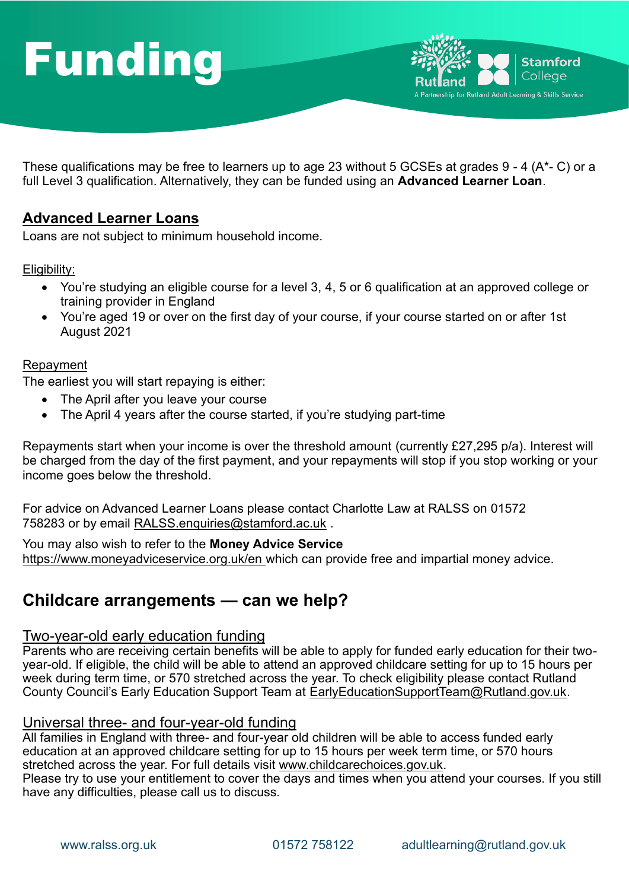# Funding

These qualifications may be free to learners up to age 23 without 5 GCSEs at grades 9 - 4 (A*- C) or a full Level 3 qualification. Alternatively, they can be funded using an **Advanced Learner Loan**.

## Advanced Learner Loans

Loans are not subject to minimum household income.

Eligibility:

- You're studying an eligible course for a level 3, 4, 5 or 6 qualification at an approved college or training provider in England
- You're aged 19 or over on the first day of your course, if your course started on or after 1st August 2021

Repayment

The earliest you will start repaying is either:

- The April after you leave your course
- The April 4 years after the course started, if you're studying part-time

Repayments start when your income is over the threshold amount (currently £27,295 p/a). Interest will be charged from the day of the first payment, and your repayments will stop if you stop working or your income goes below the threshold.

For advice on Advanced Learner Loans please contact Charlotte Law at RALSS on 01572 758283 or by email RALSS.enquiries@stamford.ac.uk .

You may also wish to refer to the **Money Advice Service** https://www.moneyadviceservice.org.uk/en which can provide free and impartial money advice.

## Childcare arrangements — can we help?

### Two-year-old early education funding

Parents who are receiving certain benefits will be able to apply for funded early education for their two-year-old. If eligible, the child will be able to attend an approved childcare setting for up to 15 hours per week during term time, or 570 stretched across the year. To check eligibility please contact Rutland County Council's Early Education Support Team at EarlyEducationSupportTeam@Rutland.gov.uk.

### Universal three- and four-year-old funding

All families in England with three- and four-year old children will be able to access funded early education at an approved childcare setting for up to 15 hours per week term time, or 570 hours stretched across the year. For full details visit www.childcarechoices.gov.uk.

Please try to use your entitlement to cover the days and times when you attend your courses. If you still have any difficulties, please call us to discuss.

www.ralss.org.uk | 01572 758122 | adultlearning@rutland.gov.uk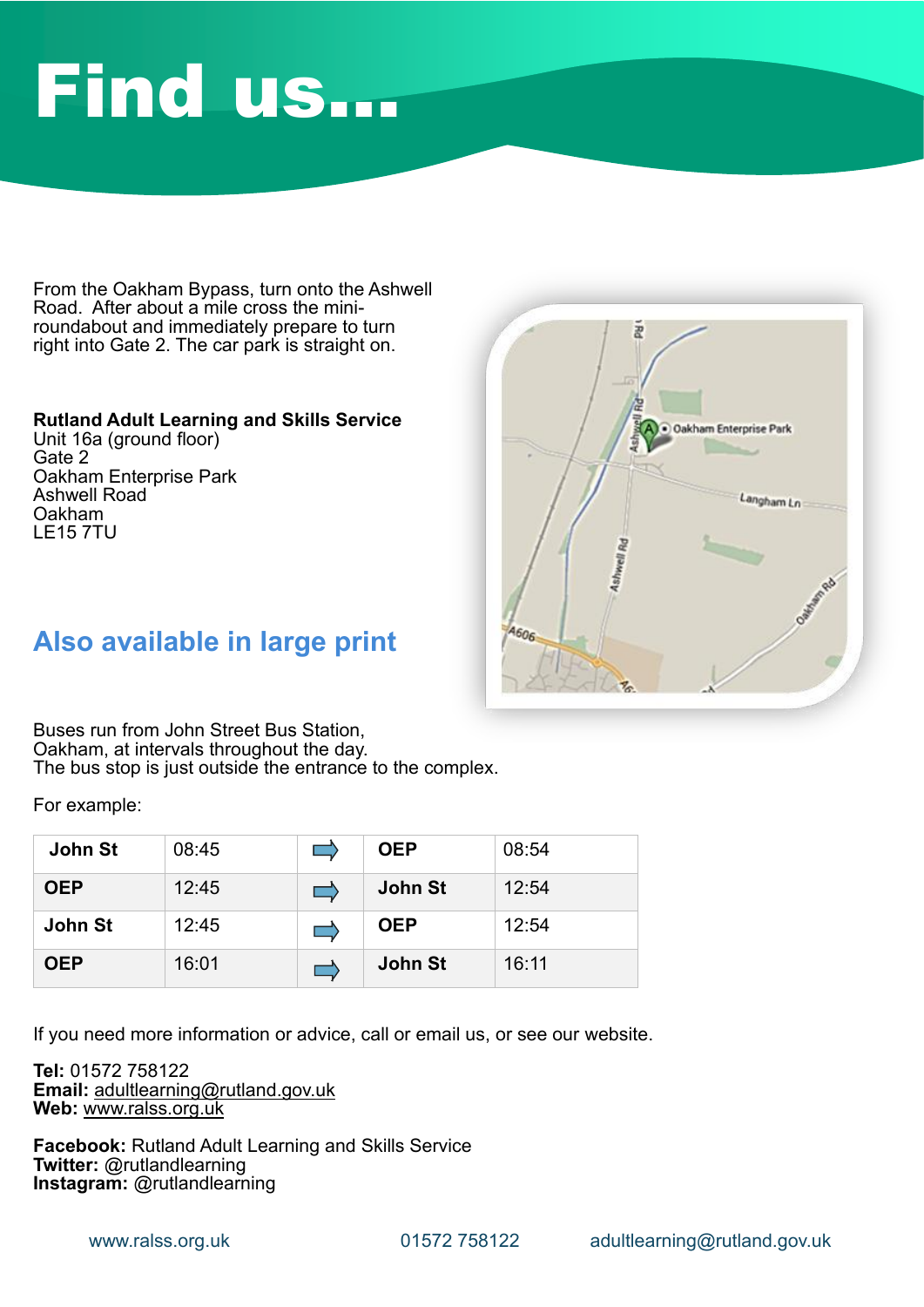# Find us...

From the Oakham Bypass, turn onto the Ashwell Road. After about a mile cross the mini-roundabout and immediately prepare to turn right into Gate 2. The car park is straight on.

**Rutland Adult Learning and Skills Service**
Unit 16a (ground floor)
Gate 2
Oakham Enterprise Park
Ashwell Road
Oakham
LE15 7TU

## Also available in large print

Buses run from John Street Bus Station, Oakham, at intervals throughout the day.
The bus stop is just outside the entrance to the complex.

For example:

| | | | | |
|---|---|---|---|---|
| **John St** | 08:45 | ➡ | **OEP** | 08:54 |
| **OEP** | 12:45 | ➡ | **John St** | 12:54 |
| **John St** | 12:45 | ➡ | **OEP** | 12:54 |
| **OEP** | 16:01 | ➡ | **John St** | 16:11 |

If you need more information or advice, call or email us, or see our website.

**Tel:** 01572 758122
**Email:** adultlearning@rutland.gov.uk
**Web:** www.ralss.org.uk

**Facebook:** Rutland Adult Learning and Skills Service
**Twitter:** @rutlandlearning
**Instagram:** @rutlandlearning